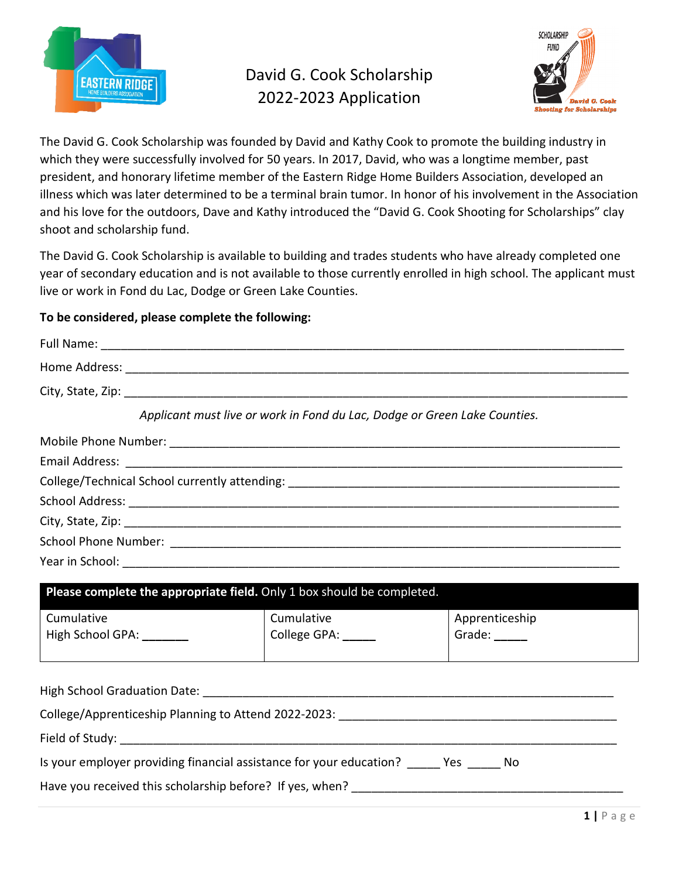# David G. Cook Scholarship
## 2022-2023 Application

The David G. Cook Scholarship was founded by David and Kathy Cook to promote the building industry in which they were successfully involved for 50 years. In 2017, David, who was a longtime member, past president, and honorary lifetime member of the Eastern Ridge Home Builders Association, developed an illness which was later determined to be a terminal brain tumor. In honor of his involvement in the Association and his love for the outdoors, Dave and Kathy introduced the "David G. Cook Shooting for Scholarships" clay shoot and scholarship fund.

The David G. Cook Scholarship is available to building and trades students who have already completed one year of secondary education and is not available to those currently enrolled in high school. The applicant must live or work in Fond du Lac, Dodge or Green Lake Counties.

**To be considered, please complete the following:**

Full Name: ______________________________________________

Home Address: ______________________________________________

City, State, Zip: ______________________________________________

*Applicant must live or work in Fond du Lac, Dodge or Green Lake Counties.*

Mobile Phone Number: ______________________________________________

Email Address: ______________________________________________

College/Technical School currently attending: ______________________________

School Address: ______________________________________________

City, State, Zip: ______________________________________________

School Phone Number: ______________________________________________

Year in School: ______________________________________________

| **Please complete the appropriate field.** Only 1 box should be completed. | | |
|---|---|---|
| Cumulative High School GPA: _______ | Cumulative College GPA: _____ | Apprenticeship Grade: _____ |

High School Graduation Date: ______________________________________________

College/Apprenticeship Planning to Attend 2022-2023: ______________________________

Field of Study: ______________________________________________

Is your employer providing financial assistance for your education? _____ Yes _____ No

Have you received this scholarship before? If yes, when? ______________________________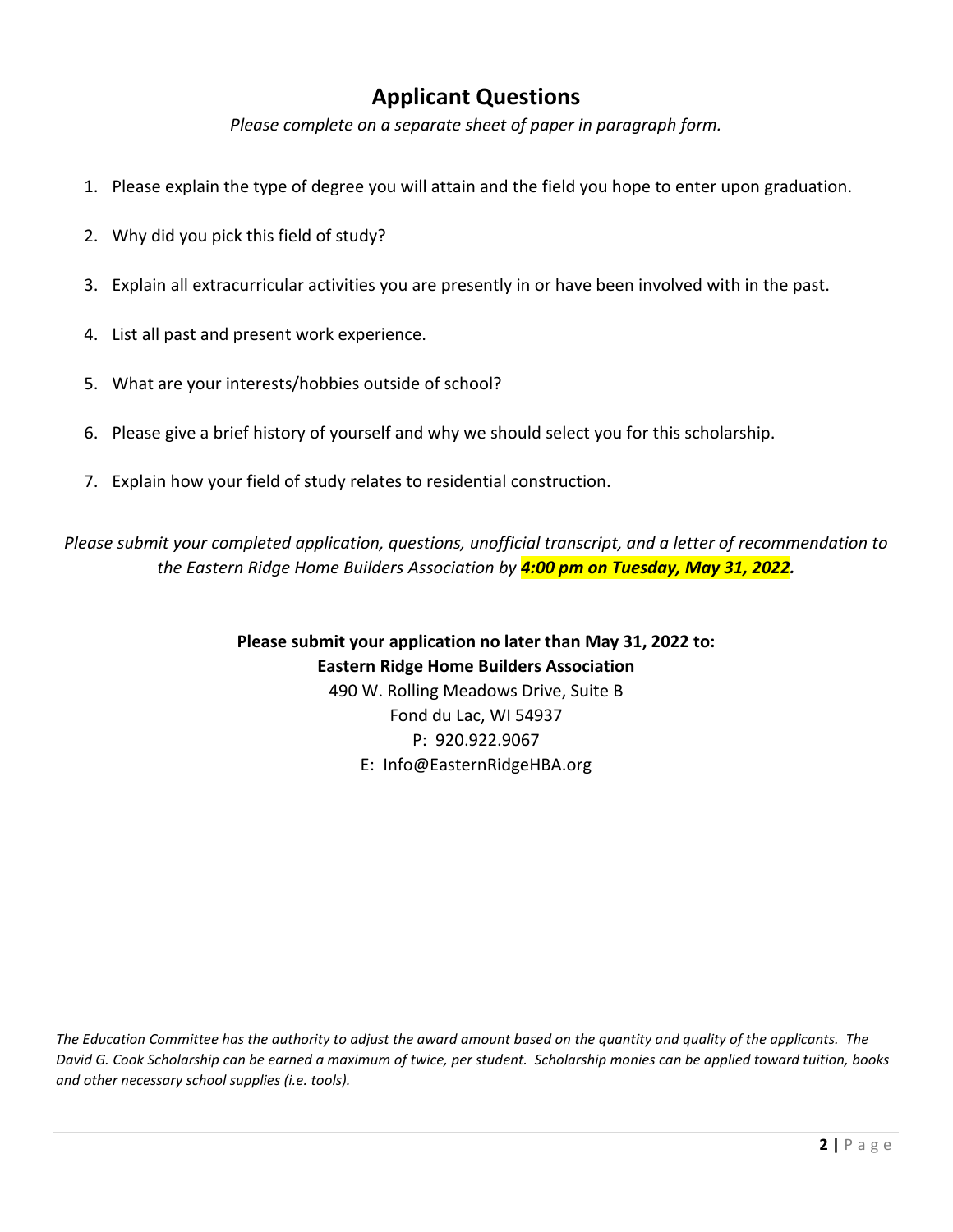## Applicant Questions

*Please complete on a separate sheet of paper in paragraph form.*

1. Please explain the type of degree you will attain and the field you hope to enter upon graduation.
2. Why did you pick this field of study?
3. Explain all extracurricular activities you are presently in or have been involved with in the past.
4. List all past and present work experience.
5. What are your interests/hobbies outside of school?
6. Please give a brief history of yourself and why we should select you for this scholarship.
7. Explain how your field of study relates to residential construction.

*Please submit your completed application, questions, unofficial transcript, and a letter of recommendation to the Eastern Ridge Home Builders Association by* ***4:00 pm on Tuesday, May 31, 2022.***

**Please submit your application no later than May 31, 2022 to:**
**Eastern Ridge Home Builders Association**
490 W. Rolling Meadows Drive, Suite B
Fond du Lac, WI 54937
P: 920.922.9067
E: Info@EasternRidgeHBA.org

*The Education Committee has the authority to adjust the award amount based on the quantity and quality of the applicants. The David G. Cook Scholarship can be earned a maximum of twice, per student. Scholarship monies can be applied toward tuition, books and other necessary school supplies (i.e. tools).*